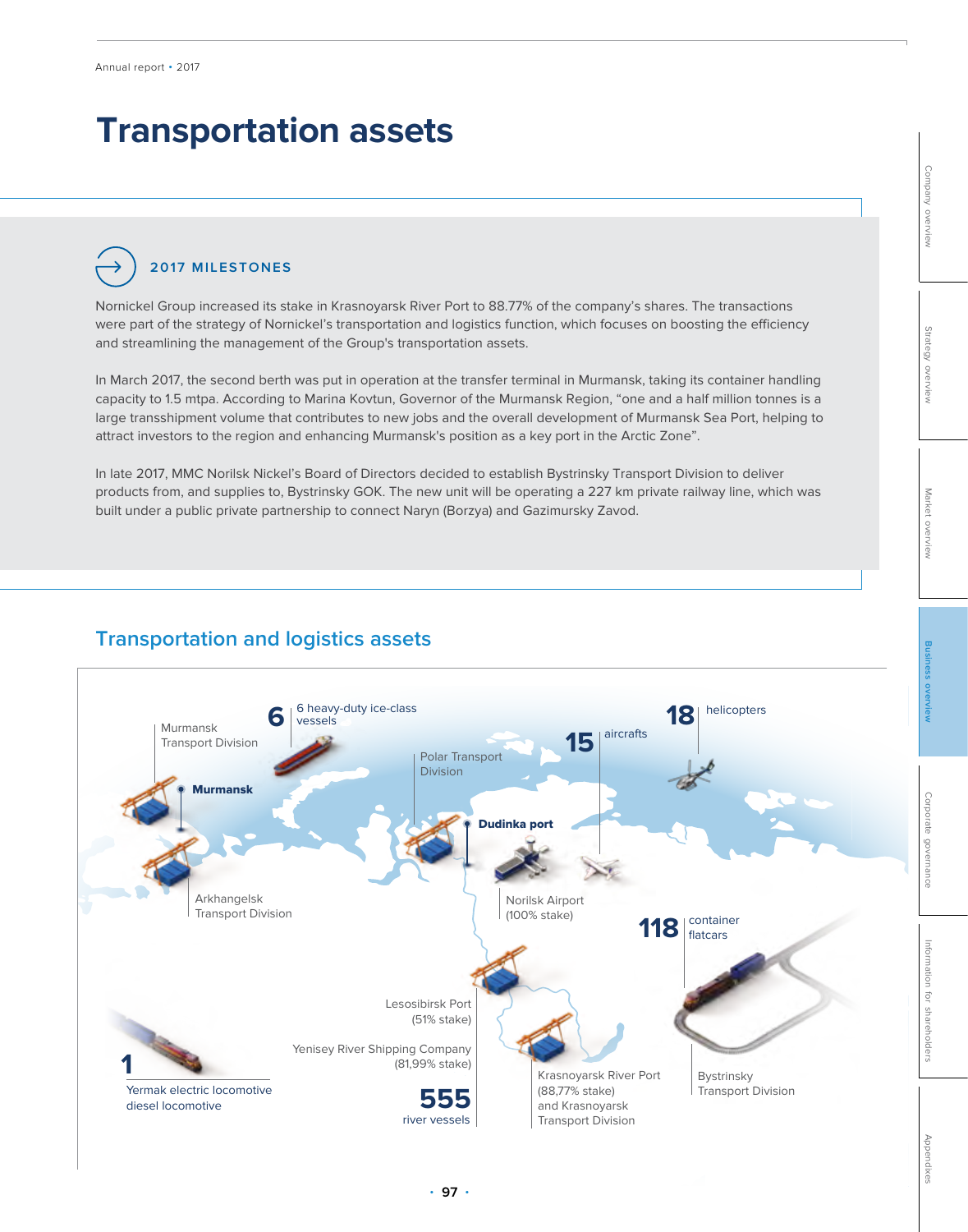# Transportation assets

## 2017 MILESTONES

Nornickel Group increased its stake in Krasnoyarsk River Port to 88.77% of the company's shares. The transactions were part of the strategy of Nornickel's transportation and logistics function, which focuses on boosting the efficiency and streamlining the management of the Group's transportation assets.

In March 2017, the second berth was put in operation at the transfer terminal in Murmansk, taking its container handling capacity to 1.5 mtpa. According to Marina Kovtun, Governor of the Murmansk Region, "one and a half million tonnes is a large transshipment volume that contributes to new jobs and the overall development of Murmansk Sea Port, helping to attract investors to the region and enhancing Murmansk's position as a key port in the Arctic Zone".

In late 2017, MMC Norilsk Nickel's Board of Directors decided to establish Bystrinsky Transport Division to deliver products from, and supplies to, Bystrinsky GOK. The new unit will be operating a 227 km private railway line, which was built under a public private partnership to connect Naryn (Borzya) and Gazimursky Zavod.

## Transportation and logistics assets

Murmansk Transport Division

**6** 6 heavy-duty ice-class vessels

**Murmansk**

Arkhangelsk Transport Division

Polar Transport Division

**Dudinka port**

**15** aircrafts

**18** helicopters

Norilsk Airport (100% stake)

**118** container flatcars

Lesosibirsk Port (51% stake)

Yenisey River Shipping Company (81,99% stake)

**555** river vessels

Krasnoyarsk River Port (88,77% stake) and Krasnoyarsk Transport Division

Bystrinsky Transport Division

**1** Yermak electric locomotive diesel locomotive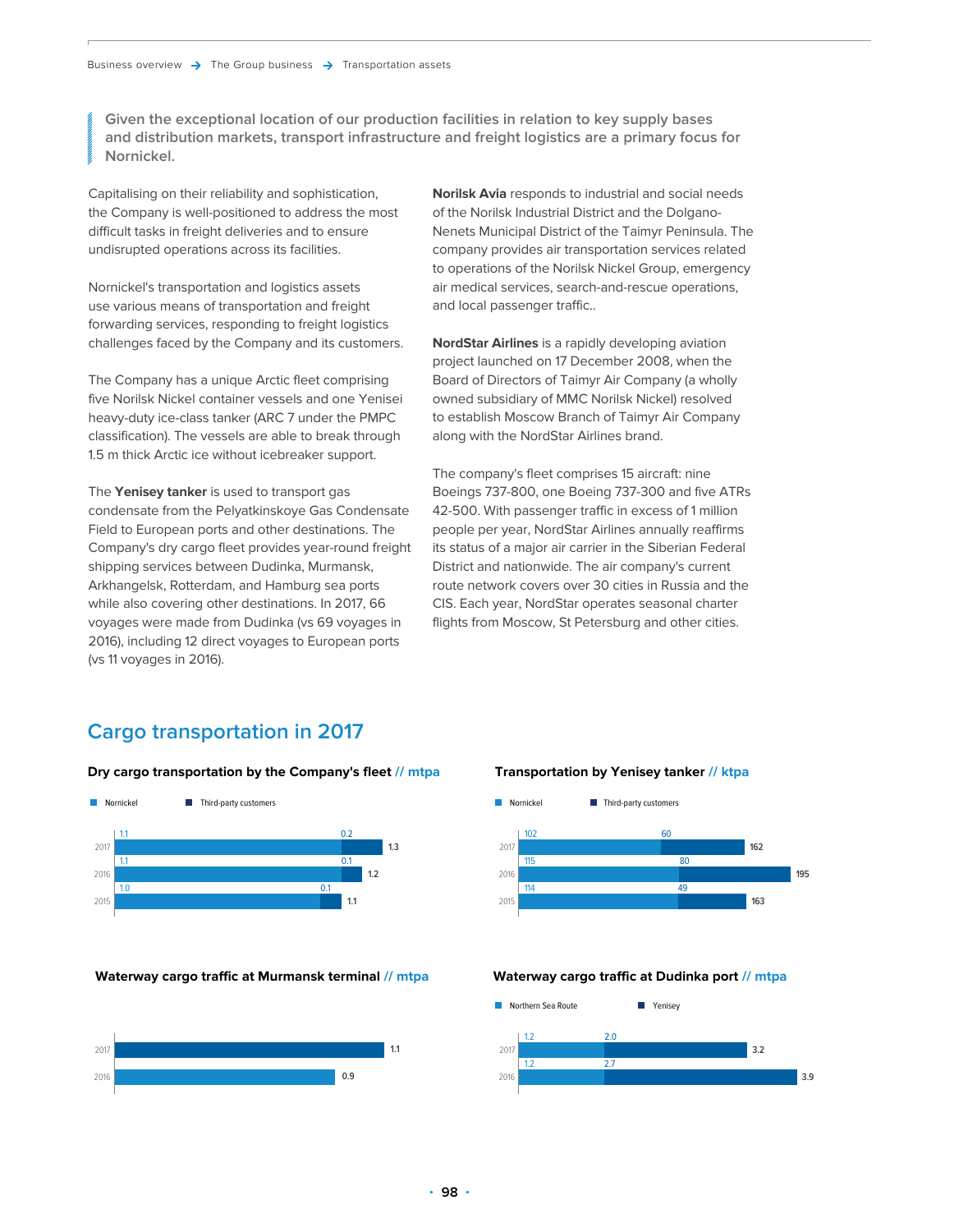Given the exceptional location of our production facilities in relation to key supply bases and distribution markets, transport infrastructure and freight logistics are a primary focus for Nornickel.

Capitalising on their reliability and sophistication, the Company is well-positioned to address the most difficult tasks in freight deliveries and to ensure undisrupted operations across its facilities.

Nornickel's transportation and logistics assets use various means of transportation and freight forwarding services, responding to freight logistics challenges faced by the Company and its customers.

The Company has a unique Arctic fleet comprising five Norilsk Nickel container vessels and one Yenisei heavy-duty ice-class tanker (ARC 7 under the PMPC classification). The vessels are able to break through 1.5 m thick Arctic ice without icebreaker support.

The **Yenisey tanker** is used to transport gas condensate from the Pelyatkinskoye Gas Condensate Field to European ports and other destinations. The Company's dry cargo fleet provides year-round freight shipping services between Dudinka, Murmansk, Arkhangelsk, Rotterdam, and Hamburg sea ports while also covering other destinations. In 2017, 66 voyages were made from Dudinka (vs 69 voyages in 2016), including 12 direct voyages to European ports (vs 11 voyages in 2016).

**Norilsk Avia** responds to industrial and social needs of the Norilsk Industrial District and the Dolgano-Nenets Municipal District of the Taimyr Peninsula. The company provides air transportation services related to operations of the Norilsk Nickel Group, emergency air medical services, search-and-rescue operations, and local passenger traffic..

**NordStar Airlines** is a rapidly developing aviation project launched on 17 December 2008, when the Board of Directors of Taimyr Air Company (a wholly owned subsidiary of MMC Norilsk Nickel) resolved to establish Moscow Branch of Taimyr Air Company along with the NordStar Airlines brand.

The company's fleet comprises 15 aircraft: nine Boeings 737-800, one Boeing 737-300 and five ATRs 42-500. With passenger traffic in excess of 1 million people per year, NordStar Airlines annually reaffirms its status of a major air carrier in the Siberian Federal District and nationwide. The air company's current route network covers over 30 cities in Russia and the CIS. Each year, NordStar operates seasonal charter flights from Moscow, St Petersburg and other cities.

## Cargo transportation in 2017

**Dry cargo transportation by the Company's fleet // mtpa**

| Year | Nornickel | Third-party customers | Total |
|---|---|---|---|
| 2017 | 1.1 | 0.2 | 1.3 |
| 2016 | 1.1 | 0.1 | 1.2 |
| 2015 | 1.0 | 0.1 | 1.1 |

**Transportation by Yenisey tanker // ktpa**

| Year | Nornickel | Third-party customers | Total |
|---|---|---|---|
| 2017 | 102 | 60 | 162 |
| 2016 | 115 | 80 | 195 |
| 2015 | 114 | 49 | 163 |

**Waterway cargo traffic at Murmansk terminal // mtpa**

| Year | Value |
|---|---|
| 2017 | 1.1 |
| 2016 | 0.9 |

**Waterway cargo traffic at Dudinka port // mtpa**

| Year | Northern Sea Route | Yenisey | Total |
|---|---|---|---|
| 2017 | 1.2 | 2.0 | 3.2 |
| 2016 | 1.2 | 2.7 | 3.9 |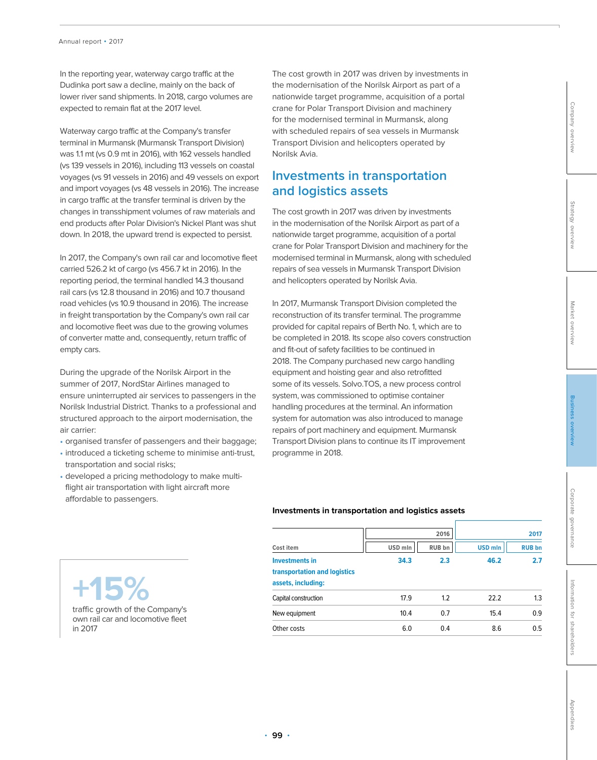In the reporting year, waterway cargo traffic at the Dudinka port saw a decline, mainly on the back of lower river sand shipments. In 2018, cargo volumes are expected to remain flat at the 2017 level.

Waterway cargo traffic at the Company's transfer terminal in Murmansk (Murmansk Transport Division) was 1.1 mt (vs 0.9 mt in 2016), with 162 vessels handled (vs 139 vessels in 2016), including 113 vessels on coastal voyages (vs 91 vessels in 2016) and 49 vessels on export and import voyages (vs 48 vessels in 2016). The increase in cargo traffic at the transfer terminal is driven by the changes in transshipment volumes of raw materials and end products after Polar Division's Nickel Plant was shut down. In 2018, the upward trend is expected to persist.

In 2017, the Company's own rail car and locomotive fleet carried 526.2 kt of cargo (vs 456.7 kt in 2016). In the reporting period, the terminal handled 14.3 thousand rail cars (vs 12.8 thousand in 2016) and 10.7 thousand road vehicles (vs 10.9 thousand in 2016). The increase in freight transportation by the Company's own rail car and locomotive fleet was due to the growing volumes of converter matte and, consequently, return traffic of empty cars.

During the upgrade of the Norilsk Airport in the summer of 2017, NordStar Airlines managed to ensure uninterrupted air services to passengers in the Norilsk Industrial District. Thanks to a professional and structured approach to the airport modernisation, the air carrier:

- organised transfer of passengers and their baggage;
- introduced a ticketing scheme to minimise anti-trust, transportation and social risks;
- developed a pricing methodology to make multi-flight air transportation with light aircraft more affordable to passengers.

**+15%**

traffic growth of the Company's own rail car and locomotive fleet in 2017

The cost growth in 2017 was driven by investments in the modernisation of the Norilsk Airport as part of a nationwide target programme, acquisition of a portal crane for Polar Transport Division and machinery for the modernised terminal in Murmansk, along with scheduled repairs of sea vessels in Murmansk Transport Division and helicopters operated by Norilsk Avia.

## Investments in transportation and logistics assets

The cost growth in 2017 was driven by investments in the modernisation of the Norilsk Airport as part of a nationwide target programme, acquisition of a portal crane for Polar Transport Division and machinery for the modernised terminal in Murmansk, along with scheduled repairs of sea vessels in Murmansk Transport Division and helicopters operated by Norilsk Avia.

In 2017, Murmansk Transport Division completed the reconstruction of its transfer terminal. The programme provided for capital repairs of Berth No. 1, which are to be completed in 2018. Its scope also covers construction and fit-out of safety facilities to be continued in 2018. The Company purchased new cargo handling equipment and hoisting gear and also retrofitted some of its vessels. Solvo.TOS, a new process control system, was commissioned to optimise container handling procedures at the terminal. An information system for automation was also introduced to manage repairs of port machinery and equipment. Murmansk Transport Division plans to continue its IT improvement programme in 2018.

**Investments in transportation and logistics assets**

| Cost item | 2016 | | 2017 | |
|---|---|---|---|---|
| | USD mln | RUB bn | USD mln | RUB bn |
| **Investments in transportation and logistics assets, including:** | **34.3** | **2.3** | **46.2** | **2.7** |
| Capital construction | 17.9 | 1.2 | 22.2 | 1.3 |
| New equipment | 10.4 | 0.7 | 15.4 | 0.9 |
| Other costs | 6.0 | 0.4 | 8.6 | 0.5 |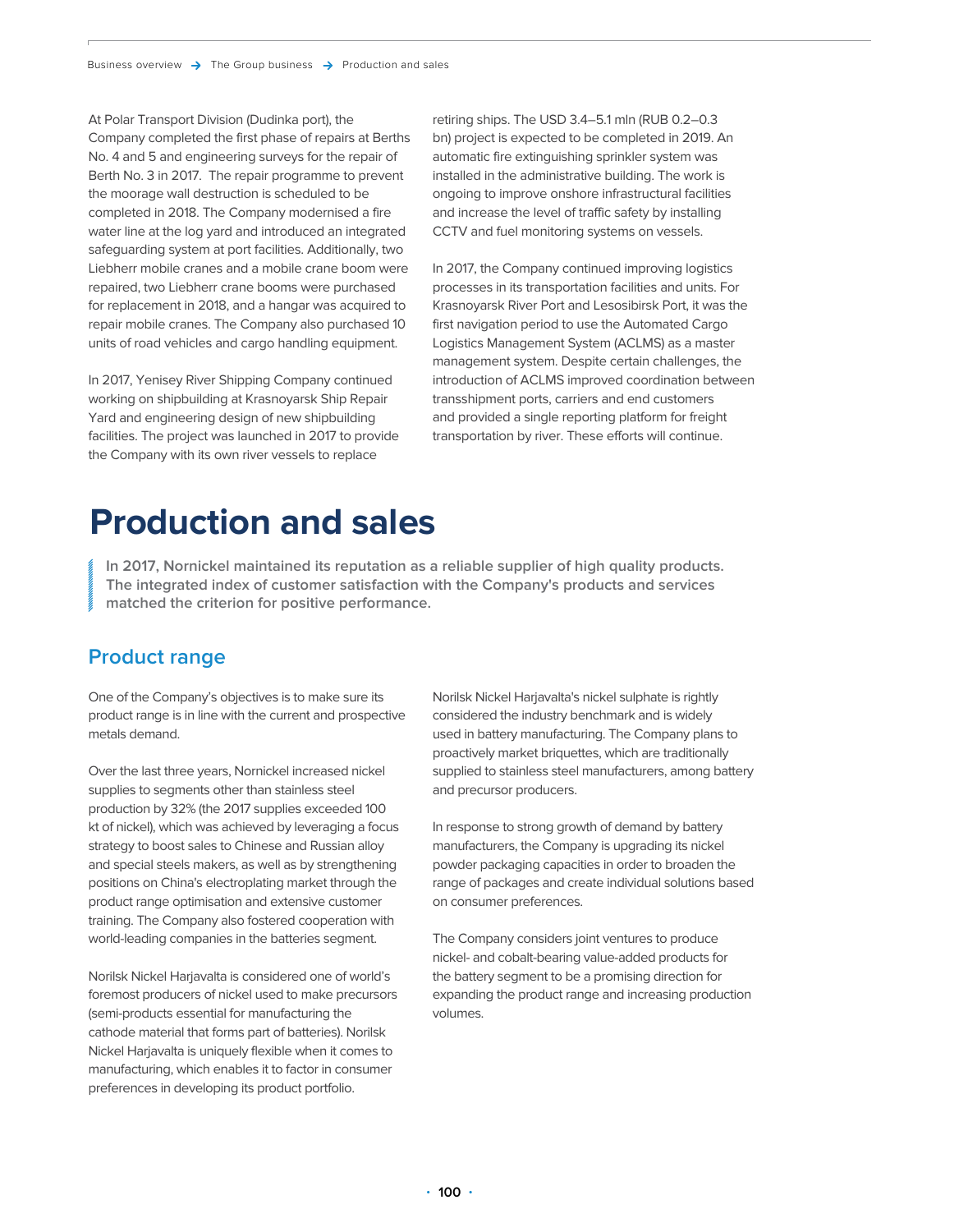At Polar Transport Division (Dudinka port), the Company completed the first phase of repairs at Berths No. 4 and 5 and engineering surveys for the repair of Berth No. 3 in 2017. The repair programme to prevent the moorage wall destruction is scheduled to be completed in 2018. The Company modernised a fire water line at the log yard and introduced an integrated safeguarding system at port facilities. Additionally, two Liebherr mobile cranes and a mobile crane boom were repaired, two Liebherr crane booms were purchased for replacement in 2018, and a hangar was acquired to repair mobile cranes. The Company also purchased 10 units of road vehicles and cargo handling equipment.

In 2017, Yenisey River Shipping Company continued working on shipbuilding at Krasnoyarsk Ship Repair Yard and engineering design of new shipbuilding facilities. The project was launched in 2017 to provide the Company with its own river vessels to replace retiring ships. The USD 3.4–5.1 mln (RUB 0.2–0.3 bn) project is expected to be completed in 2019. An automatic fire extinguishing sprinkler system was installed in the administrative building. The work is ongoing to improve onshore infrastructural facilities and increase the level of traffic safety by installing CCTV and fuel monitoring systems on vessels.

In 2017, the Company continued improving logistics processes in its transportation facilities and units. For Krasnoyarsk River Port and Lesosibirsk Port, it was the first navigation period to use the Automated Cargo Logistics Management System (ACLMS) as a master management system. Despite certain challenges, the introduction of ACLMS improved coordination between transshipment ports, carriers and end customers and provided a single reporting platform for freight transportation by river. These efforts will continue.

# Production and sales

**In 2017, Nornickel maintained its reputation as a reliable supplier of high quality products. The integrated index of customer satisfaction with the Company's products and services matched the criterion for positive performance.**

## Product range

One of the Company's objectives is to make sure its product range is in line with the current and prospective metals demand.

Over the last three years, Nornickel increased nickel supplies to segments other than stainless steel production by 32% (the 2017 supplies exceeded 100 kt of nickel), which was achieved by leveraging a focus strategy to boost sales to Chinese and Russian alloy and special steels makers, as well as by strengthening positions on China's electroplating market through the product range optimisation and extensive customer training. The Company also fostered cooperation with world-leading companies in the batteries segment.

Norilsk Nickel Harjavalta is considered one of world's foremost producers of nickel used to make precursors (semi-products essential for manufacturing the cathode material that forms part of batteries). Norilsk Nickel Harjavalta is uniquely flexible when it comes to manufacturing, which enables it to factor in consumer preferences in developing its product portfolio.

Norilsk Nickel Harjavalta's nickel sulphate is rightly considered the industry benchmark and is widely used in battery manufacturing. The Company plans to proactively market briquettes, which are traditionally supplied to stainless steel manufacturers, among battery and precursor producers.

In response to strong growth of demand by battery manufacturers, the Company is upgrading its nickel powder packaging capacities in order to broaden the range of packages and create individual solutions based on consumer preferences.

The Company considers joint ventures to produce nickel- and cobalt-bearing value-added products for the battery segment to be a promising direction for expanding the product range and increasing production volumes.